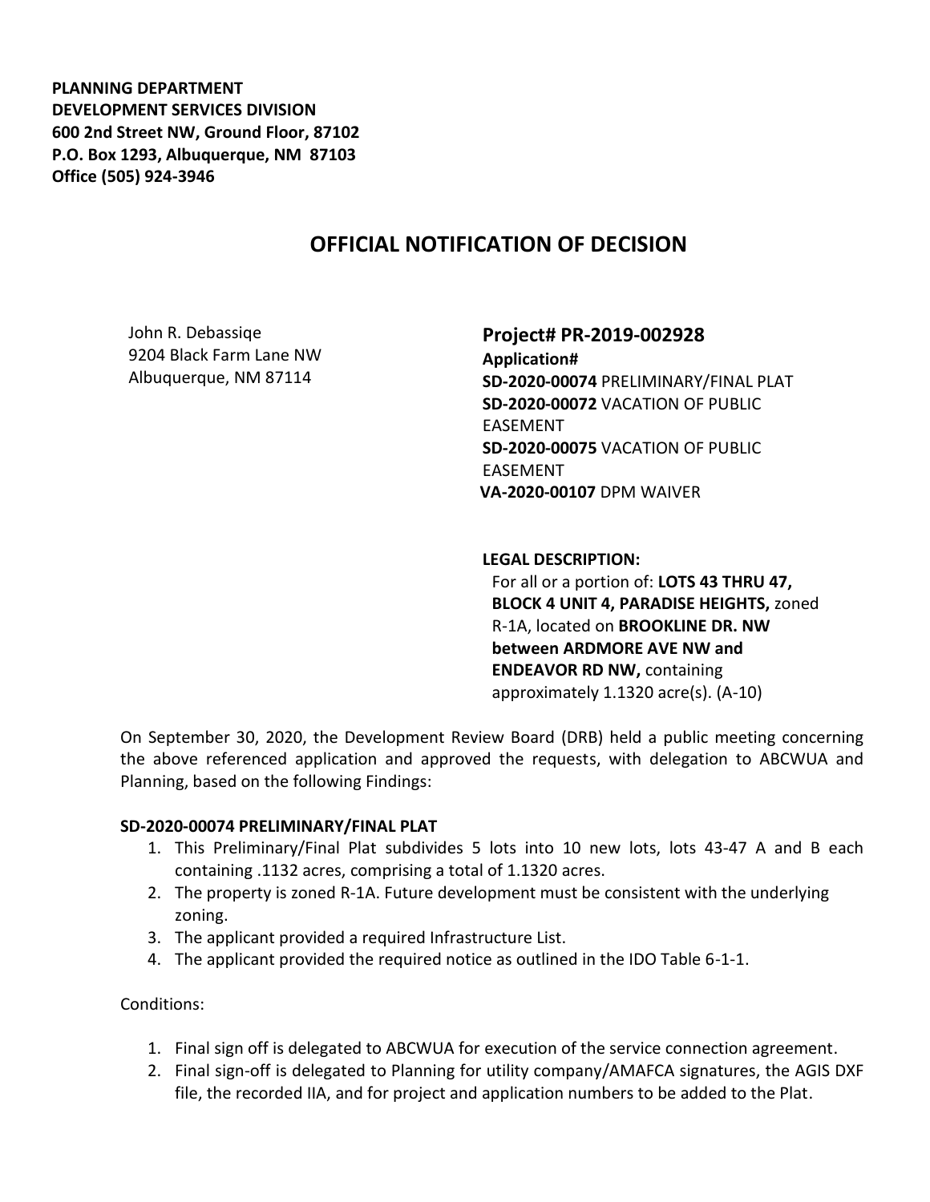**PLANNING DEPARTMENT**
**DEVELOPMENT SERVICES DIVISION**
**600 2nd Street NW, Ground Floor, 87102**
**P.O. Box 1293, Albuquerque, NM 87103**
**Office (505) 924-3946**

# OFFICIAL NOTIFICATION OF DECISION

John R. Debassiqe
9204 Black Farm Lane NW
Albuquerque, NM 87114

**Project# PR-2019-002928**
**Application#**
**SD-2020-00074** PRELIMINARY/FINAL PLAT
**SD-2020-00072** VACATION OF PUBLIC EASEMENT
**SD-2020-00075** VACATION OF PUBLIC EASEMENT
**VA-2020-00107** DPM WAIVER

**LEGAL DESCRIPTION:**
For all or a portion of: **LOTS 43 THRU 47, BLOCK 4 UNIT 4, PARADISE HEIGHTS,** zoned R-1A, located on **BROOKLINE DR. NW between ARDMORE AVE NW and ENDEAVOR RD NW,** containing approximately 1.1320 acre(s). (A-10)

On September 30, 2020, the Development Review Board (DRB) held a public meeting concerning the above referenced application and approved the requests, with delegation to ABCWUA and Planning, based on the following Findings:

**SD-2020-00074 PRELIMINARY/FINAL PLAT**

1. This Preliminary/Final Plat subdivides 5 lots into 10 new lots, lots 43-47 A and B each containing .1132 acres, comprising a total of 1.1320 acres.
2. The property is zoned R-1A. Future development must be consistent with the underlying zoning.
3. The applicant provided a required Infrastructure List.
4. The applicant provided the required notice as outlined in the IDO Table 6-1-1.

Conditions:

1. Final sign off is delegated to ABCWUA for execution of the service connection agreement.
2. Final sign-off is delegated to Planning for utility company/AMAFCA signatures, the AGIS DXF file, the recorded IIA, and for project and application numbers to be added to the Plat.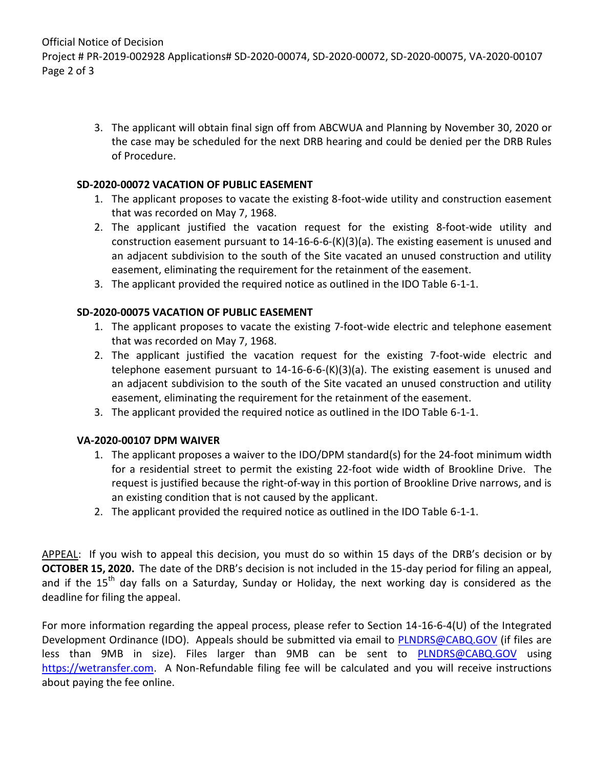3. The applicant will obtain final sign off from ABCWUA and Planning by November 30, 2020 or the case may be scheduled for the next DRB hearing and could be denied per the DRB Rules of Procedure.

**SD-2020-00072 VACATION OF PUBLIC EASEMENT**

1. The applicant proposes to vacate the existing 8-foot-wide utility and construction easement that was recorded on May 7, 1968.
2. The applicant justified the vacation request for the existing 8-foot-wide utility and construction easement pursuant to 14-16-6-6-(K)(3)(a). The existing easement is unused and an adjacent subdivision to the south of the Site vacated an unused construction and utility easement, eliminating the requirement for the retainment of the easement.
3. The applicant provided the required notice as outlined in the IDO Table 6-1-1.

**SD-2020-00075 VACATION OF PUBLIC EASEMENT**

1. The applicant proposes to vacate the existing 7-foot-wide electric and telephone easement that was recorded on May 7, 1968.
2. The applicant justified the vacation request for the existing 7-foot-wide electric and telephone easement pursuant to 14-16-6-6-(K)(3)(a). The existing easement is unused and an adjacent subdivision to the south of the Site vacated an unused construction and utility easement, eliminating the requirement for the retainment of the easement.
3. The applicant provided the required notice as outlined in the IDO Table 6-1-1.

**VA-2020-00107 DPM WAIVER**

1. The applicant proposes a waiver to the IDO/DPM standard(s) for the 24-foot minimum width for a residential street to permit the existing 22-foot wide width of Brookline Drive. The request is justified because the right-of-way in this portion of Brookline Drive narrows, and is an existing condition that is not caused by the applicant.
2. The applicant provided the required notice as outlined in the IDO Table 6-1-1.

APPEAL: If you wish to appeal this decision, you must do so within 15 days of the DRB's decision or by **OCTOBER 15, 2020.** The date of the DRB's decision is not included in the 15-day period for filing an appeal, and if the 15th day falls on a Saturday, Sunday or Holiday, the next working day is considered as the deadline for filing the appeal.

For more information regarding the appeal process, please refer to Section 14-16-6-4(U) of the Integrated Development Ordinance (IDO). Appeals should be submitted via email to PLNDRS@CABQ.GOV (if files are less than 9MB in size). Files larger than 9MB can be sent to PLNDRS@CABQ.GOV using https://wetransfer.com. A Non-Refundable filing fee will be calculated and you will receive instructions about paying the fee online.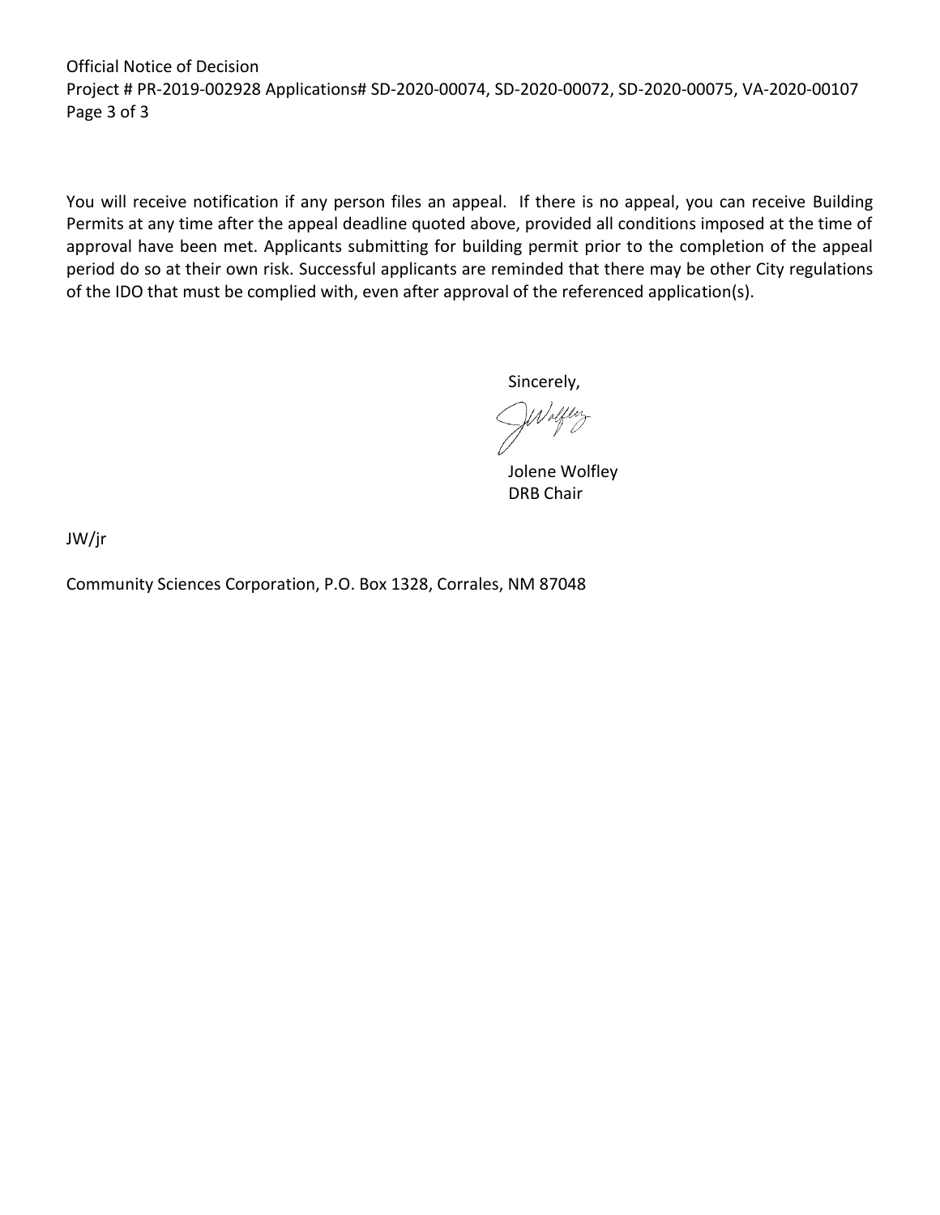You will receive notification if any person files an appeal. If there is no appeal, you can receive Building Permits at any time after the appeal deadline quoted above, provided all conditions imposed at the time of approval have been met. Applicants submitting for building permit prior to the completion of the appeal period do so at their own risk. Successful applicants are reminded that there may be other City regulations of the IDO that must be complied with, even after approval of the referenced application(s).

Sincerely,

Jolene Wolfley
DRB Chair

JW/jr

Community Sciences Corporation, P.O. Box 1328, Corrales, NM 87048